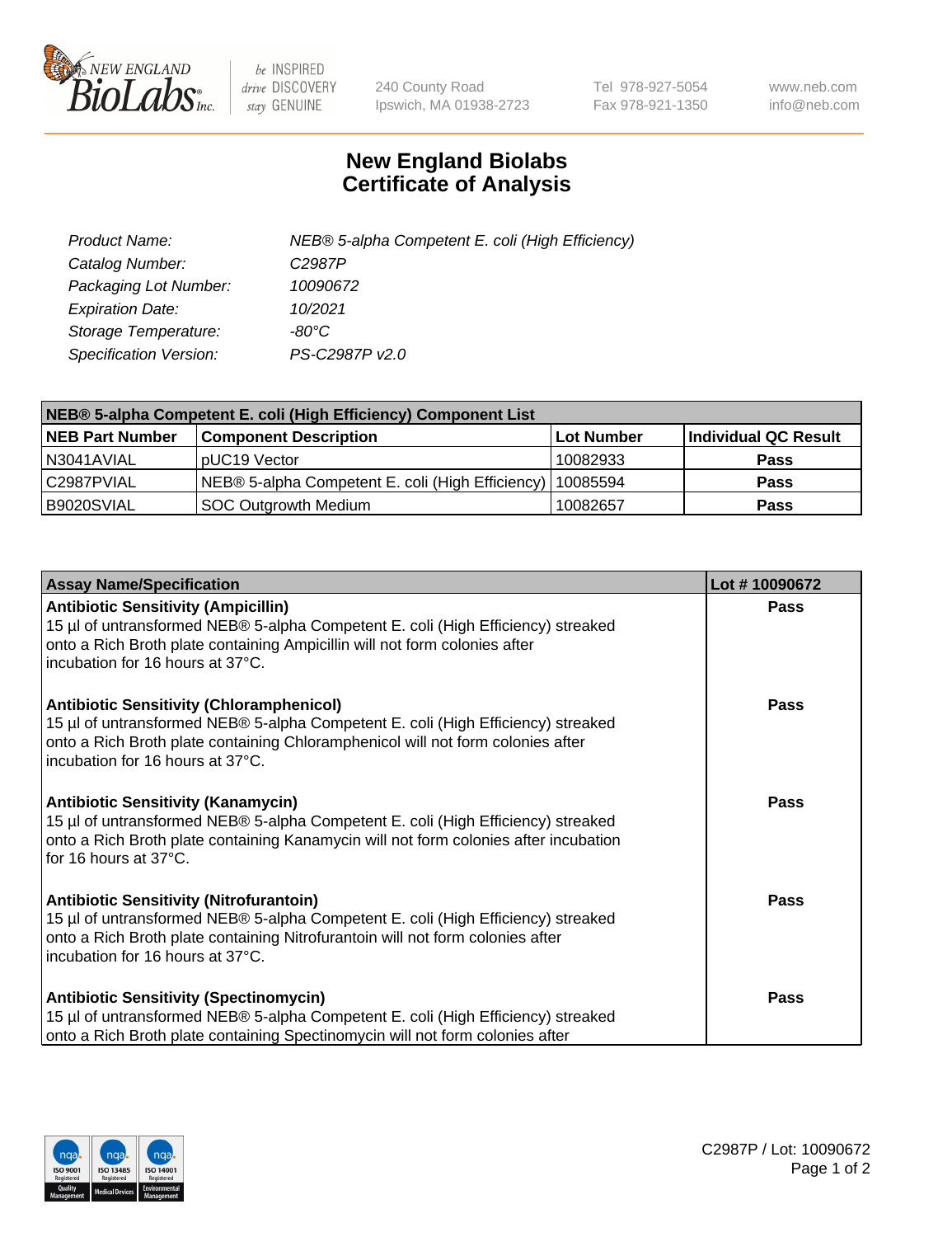NEW ENGLAND BioLabs Inc. — be INSPIRED drive DISCOVERY stay GENUINE

240 County Road
Ipswich, MA 01938-2723

Tel 978-927-5054
Fax 978-921-1350

www.neb.com
info@neb.com

# New England Biolabs
# Certificate of Analysis

| | |
|---|---|
| *Product Name:* | *NEB® 5-alpha Competent E. coli (High Efficiency)* |
| *Catalog Number:* | *C2987P* |
| *Packaging Lot Number:* | *10090672* |
| *Expiration Date:* | *10/2021* |
| *Storage Temperature:* | *-80°C* |
| *Specification Version:* | *PS-C2987P v2.0* |

| NEB® 5-alpha Competent E. coli (High Efficiency) Component List | | | |
|---|---|---|---|
| **NEB Part Number** | **Component Description** | **Lot Number** | **Individual QC Result** |
| N3041AVIAL | pUC19 Vector | 10082933 | **Pass** |
| C2987PVIAL | NEB® 5-alpha Competent E. coli (High Efficiency) | 10085594 | **Pass** |
| B9020SVIAL | SOC Outgrowth Medium | 10082657 | **Pass** |

| Assay Name/Specification | Lot # 10090672 |
|---|---|
| **Antibiotic Sensitivity (Ampicillin)**<br>15 µl of untransformed NEB® 5-alpha Competent E. coli (High Efficiency) streaked onto a Rich Broth plate containing Ampicillin will not form colonies after incubation for 16 hours at 37°C. | **Pass** |
| **Antibiotic Sensitivity (Chloramphenicol)**<br>15 µl of untransformed NEB® 5-alpha Competent E. coli (High Efficiency) streaked onto a Rich Broth plate containing Chloramphenicol will not form colonies after incubation for 16 hours at 37°C. | **Pass** |
| **Antibiotic Sensitivity (Kanamycin)**<br>15 µl of untransformed NEB® 5-alpha Competent E. coli (High Efficiency) streaked onto a Rich Broth plate containing Kanamycin will not form colonies after incubation for 16 hours at 37°C. | **Pass** |
| **Antibiotic Sensitivity (Nitrofurantoin)**<br>15 µl of untransformed NEB® 5-alpha Competent E. coli (High Efficiency) streaked onto a Rich Broth plate containing Nitrofurantoin will not form colonies after incubation for 16 hours at 37°C. | **Pass** |
| **Antibiotic Sensitivity (Spectinomycin)**<br>15 µl of untransformed NEB® 5-alpha Competent E. coli (High Efficiency) streaked onto a Rich Broth plate containing Spectinomycin will not form colonies after | **Pass** |

C2987P / Lot: 10090672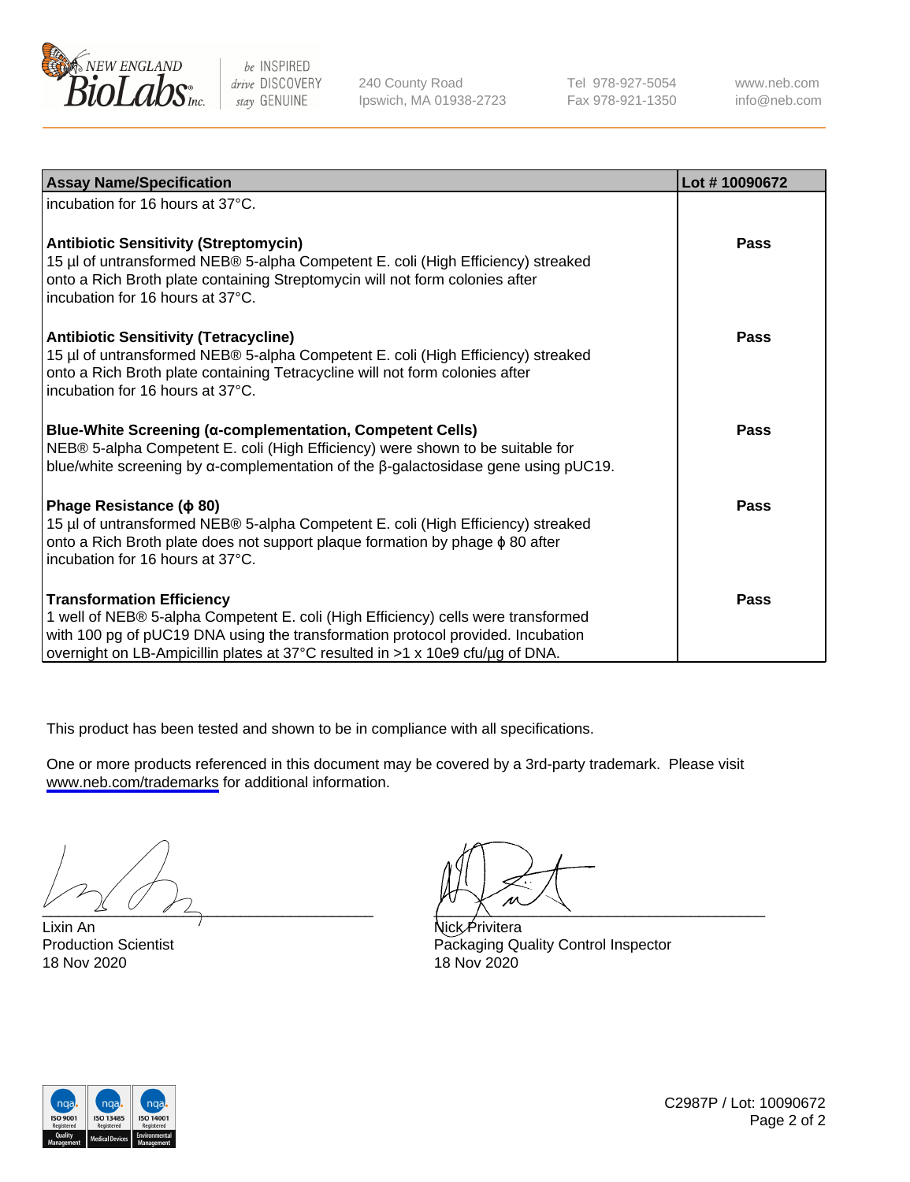| Assay Name/Specification | Lot # 10090672 |
|---|---|
| incubation for 16 hours at 37°C. | |
| **Antibiotic Sensitivity (Streptomycin)**<br>15 µl of untransformed NEB® 5-alpha Competent E. coli (High Efficiency) streaked onto a Rich Broth plate containing Streptomycin will not form colonies after incubation for 16 hours at 37°C. | Pass |
| **Antibiotic Sensitivity (Tetracycline)**<br>15 µl of untransformed NEB® 5-alpha Competent E. coli (High Efficiency) streaked onto a Rich Broth plate containing Tetracycline will not form colonies after incubation for 16 hours at 37°C. | Pass |
| **Blue-White Screening (α-complementation, Competent Cells)**<br>NEB® 5-alpha Competent E. coli (High Efficiency) were shown to be suitable for blue/white screening by α-complementation of the β-galactosidase gene using pUC19. | Pass |
| **Phage Resistance (ϕ 80)**<br>15 µl of untransformed NEB® 5-alpha Competent E. coli (High Efficiency) streaked onto a Rich Broth plate does not support plaque formation by phage ϕ 80 after incubation for 16 hours at 37°C. | Pass |
| **Transformation Efficiency**<br>1 well of NEB® 5-alpha Competent E. coli (High Efficiency) cells were transformed with 100 pg of pUC19 DNA using the transformation protocol provided. Incubation overnight on LB-Ampicillin plates at 37°C resulted in >1 x 10e9 cfu/µg of DNA. | Pass |

This product has been tested and shown to be in compliance with all specifications.

One or more products referenced in this document may be covered by a 3rd-party trademark. Please visit www.neb.com/trademarks for additional information.

Lixin An
Production Scientist
18 Nov 2020

Nick Privitera
Packaging Quality Control Inspector
18 Nov 2020

C2987P / Lot: 10090672